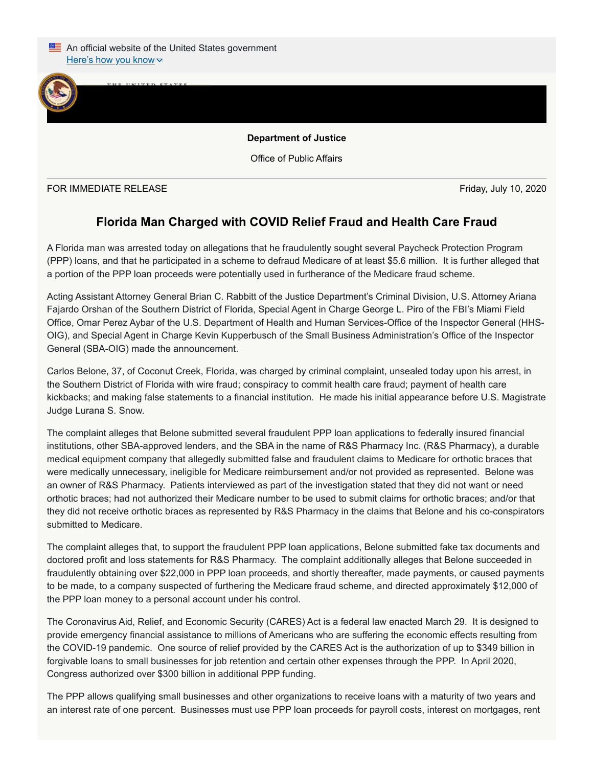An official website of the United States government

Here's how you know

**Department of Justice**

Office of Public Affairs

FOR IMMEDIATE RELEASE

Friday, July 10, 2020

## Florida Man Charged with COVID Relief Fraud and Health Care Fraud

A Florida man was arrested today on allegations that he fraudulently sought several Paycheck Protection Program (PPP) loans, and that he participated in a scheme to defraud Medicare of at least $5.6 million. It is further alleged that a portion of the PPP loan proceeds were potentially used in furtherance of the Medicare fraud scheme.

Acting Assistant Attorney General Brian C. Rabbitt of the Justice Department's Criminal Division, U.S. Attorney Ariana Fajardo Orshan of the Southern District of Florida, Special Agent in Charge George L. Piro of the FBI's Miami Field Office, Omar Perez Aybar of the U.S. Department of Health and Human Services-Office of the Inspector General (HHS-OIG), and Special Agent in Charge Kevin Kupperbusch of the Small Business Administration's Office of the Inspector General (SBA-OIG) made the announcement.

Carlos Belone, 37, of Coconut Creek, Florida, was charged by criminal complaint, unsealed today upon his arrest, in the Southern District of Florida with wire fraud; conspiracy to commit health care fraud; payment of health care kickbacks; and making false statements to a financial institution. He made his initial appearance before U.S. Magistrate Judge Lurana S. Snow.

The complaint alleges that Belone submitted several fraudulent PPP loan applications to federally insured financial institutions, other SBA-approved lenders, and the SBA in the name of R&S Pharmacy Inc. (R&S Pharmacy), a durable medical equipment company that allegedly submitted false and fraudulent claims to Medicare for orthotic braces that were medically unnecessary, ineligible for Medicare reimbursement and/or not provided as represented. Belone was an owner of R&S Pharmacy. Patients interviewed as part of the investigation stated that they did not want or need orthotic braces; had not authorized their Medicare number to be used to submit claims for orthotic braces; and/or that they did not receive orthotic braces as represented by R&S Pharmacy in the claims that Belone and his co-conspirators submitted to Medicare.

The complaint alleges that, to support the fraudulent PPP loan applications, Belone submitted fake tax documents and doctored profit and loss statements for R&S Pharmacy. The complaint additionally alleges that Belone succeeded in fraudulently obtaining over $22,000 in PPP loan proceeds, and shortly thereafter, made payments, or caused payments to be made, to a company suspected of furthering the Medicare fraud scheme, and directed approximately $12,000 of the PPP loan money to a personal account under his control.

The Coronavirus Aid, Relief, and Economic Security (CARES) Act is a federal law enacted March 29. It is designed to provide emergency financial assistance to millions of Americans who are suffering the economic effects resulting from the COVID-19 pandemic. One source of relief provided by the CARES Act is the authorization of up to $349 billion in forgivable loans to small businesses for job retention and certain other expenses through the PPP. In April 2020, Congress authorized over $300 billion in additional PPP funding.

The PPP allows qualifying small businesses and other organizations to receive loans with a maturity of two years and an interest rate of one percent. Businesses must use PPP loan proceeds for payroll costs, interest on mortgages, rent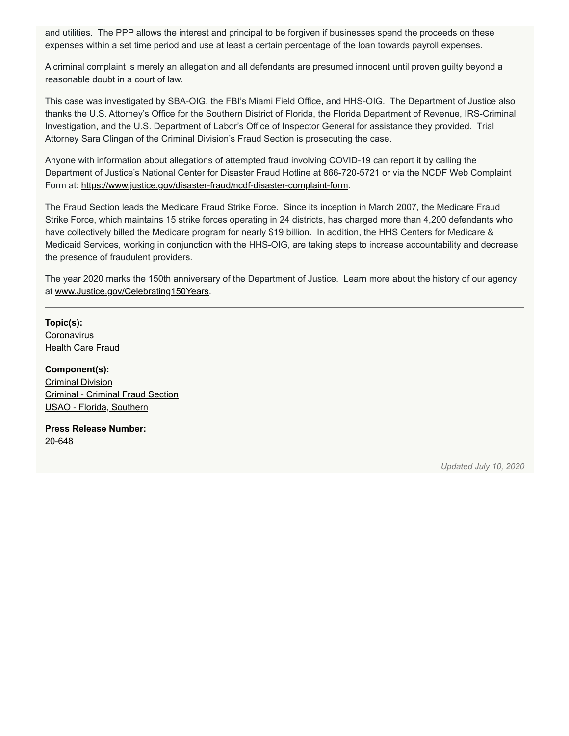and utilities. The PPP allows the interest and principal to be forgiven if businesses spend the proceeds on these expenses within a set time period and use at least a certain percentage of the loan towards payroll expenses.

A criminal complaint is merely an allegation and all defendants are presumed innocent until proven guilty beyond a reasonable doubt in a court of law.

This case was investigated by SBA-OIG, the FBI's Miami Field Office, and HHS-OIG. The Department of Justice also thanks the U.S. Attorney's Office for the Southern District of Florida, the Florida Department of Revenue, IRS-Criminal Investigation, and the U.S. Department of Labor's Office of Inspector General for assistance they provided. Trial Attorney Sara Clingan of the Criminal Division's Fraud Section is prosecuting the case.

Anyone with information about allegations of attempted fraud involving COVID-19 can report it by calling the Department of Justice's National Center for Disaster Fraud Hotline at 866-720-5721 or via the NCDF Web Complaint Form at: https://www.justice.gov/disaster-fraud/ncdf-disaster-complaint-form.

The Fraud Section leads the Medicare Fraud Strike Force. Since its inception in March 2007, the Medicare Fraud Strike Force, which maintains 15 strike forces operating in 24 districts, has charged more than 4,200 defendants who have collectively billed the Medicare program for nearly $19 billion. In addition, the HHS Centers for Medicare & Medicaid Services, working in conjunction with the HHS-OIG, are taking steps to increase accountability and decrease the presence of fraudulent providers.

The year 2020 marks the 150th anniversary of the Department of Justice. Learn more about the history of our agency at www.Justice.gov/Celebrating150Years.

---

**Topic(s):**
Coronavirus
Health Care Fraud

**Component(s):**
Criminal Division
Criminal - Criminal Fraud Section
USAO - Florida, Southern

**Press Release Number:**
20-648

*Updated July 10, 2020*